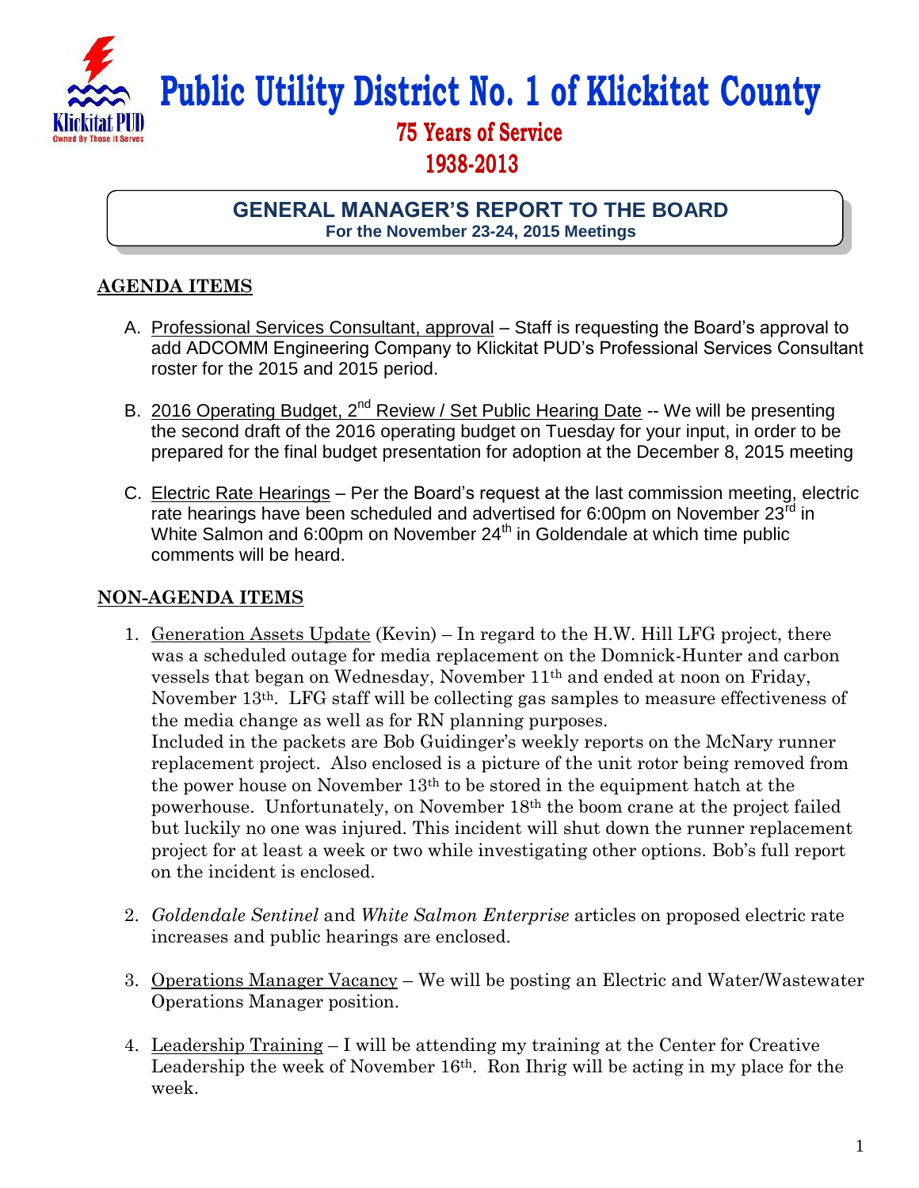# Public Utility District No. 1 of Klickitat County

## 75 Years of Service
## 1938-2013

**GENERAL MANAGER'S REPORT TO THE BOARD**
**For the November 23-24, 2015 Meetings**

## AGENDA ITEMS

A. Professional Services Consultant, approval – Staff is requesting the Board's approval to add ADCOMM Engineering Company to Klickitat PUD's Professional Services Consultant roster for the 2015 and 2015 period.

B. 2016 Operating Budget, 2nd Review / Set Public Hearing Date -- We will be presenting the second draft of the 2016 operating budget on Tuesday for your input, in order to be prepared for the final budget presentation for adoption at the December 8, 2015 meeting

C. Electric Rate Hearings – Per the Board's request at the last commission meeting, electric rate hearings have been scheduled and advertised for 6:00pm on November 23rd in White Salmon and 6:00pm on November 24th in Goldendale at which time public comments will be heard.

## NON-AGENDA ITEMS

1. Generation Assets Update (Kevin) – In regard to the H.W. Hill LFG project, there was a scheduled outage for media replacement on the Domnick-Hunter and carbon vessels that began on Wednesday, November 11th and ended at noon on Friday, November 13th. LFG staff will be collecting gas samples to measure effectiveness of the media change as well as for RN planning purposes.
   Included in the packets are Bob Guidinger's weekly reports on the McNary runner replacement project. Also enclosed is a picture of the unit rotor being removed from the power house on November 13th to be stored in the equipment hatch at the powerhouse. Unfortunately, on November 18th the boom crane at the project failed but luckily no one was injured. This incident will shut down the runner replacement project for at least a week or two while investigating other options. Bob's full report on the incident is enclosed.

2. *Goldendale Sentinel* and *White Salmon Enterprise* articles on proposed electric rate increases and public hearings are enclosed.

3. Operations Manager Vacancy – We will be posting an Electric and Water/Wastewater Operations Manager position.

4. Leadership Training – I will be attending my training at the Center for Creative Leadership the week of November 16th. Ron Ihrig will be acting in my place for the week.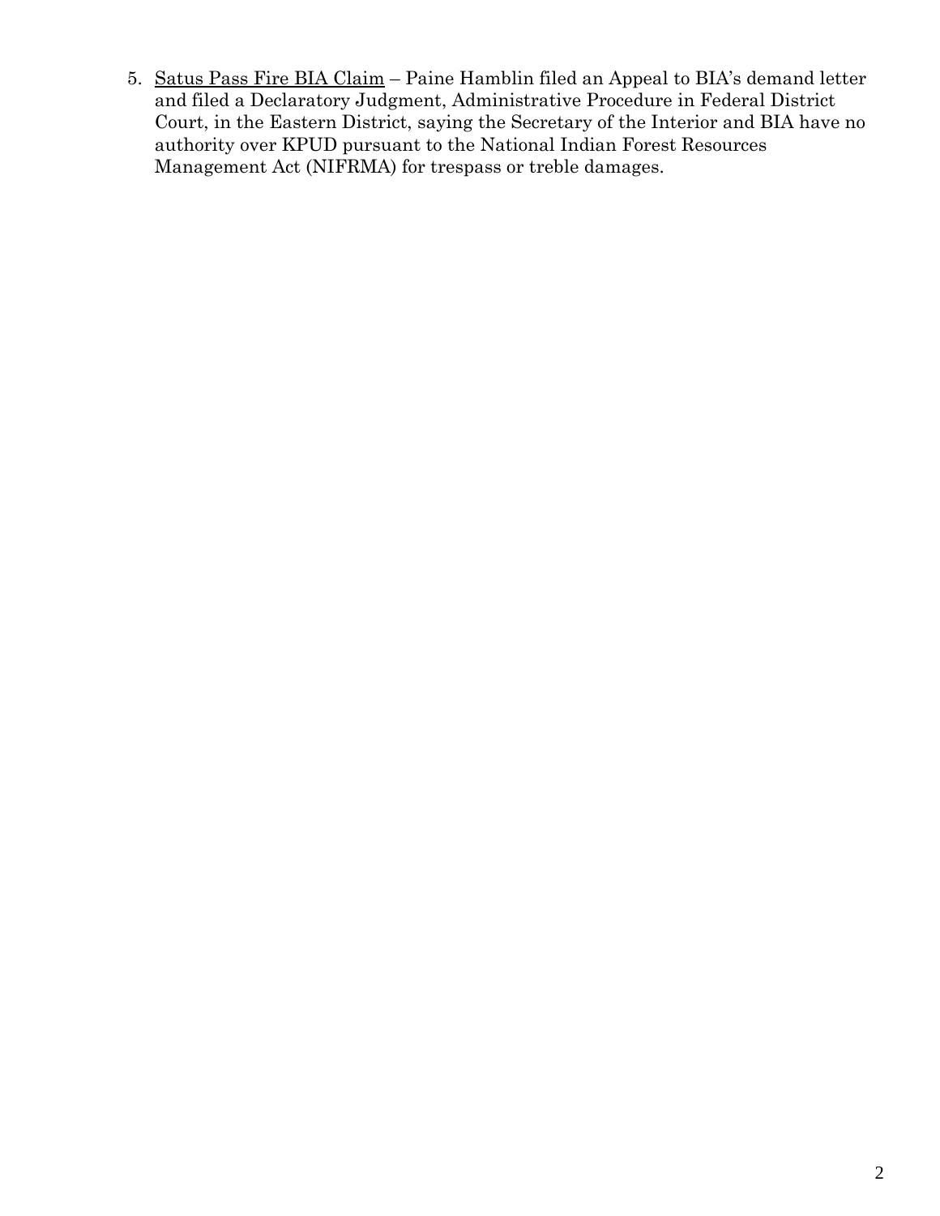5. <u>Satus Pass Fire BIA Claim</u> – Paine Hamblin filed an Appeal to BIA's demand letter and filed a Declaratory Judgment, Administrative Procedure in Federal District Court, in the Eastern District, saying the Secretary of the Interior and BIA have no authority over KPUD pursuant to the National Indian Forest Resources Management Act (NIFRMA) for trespass or treble damages.